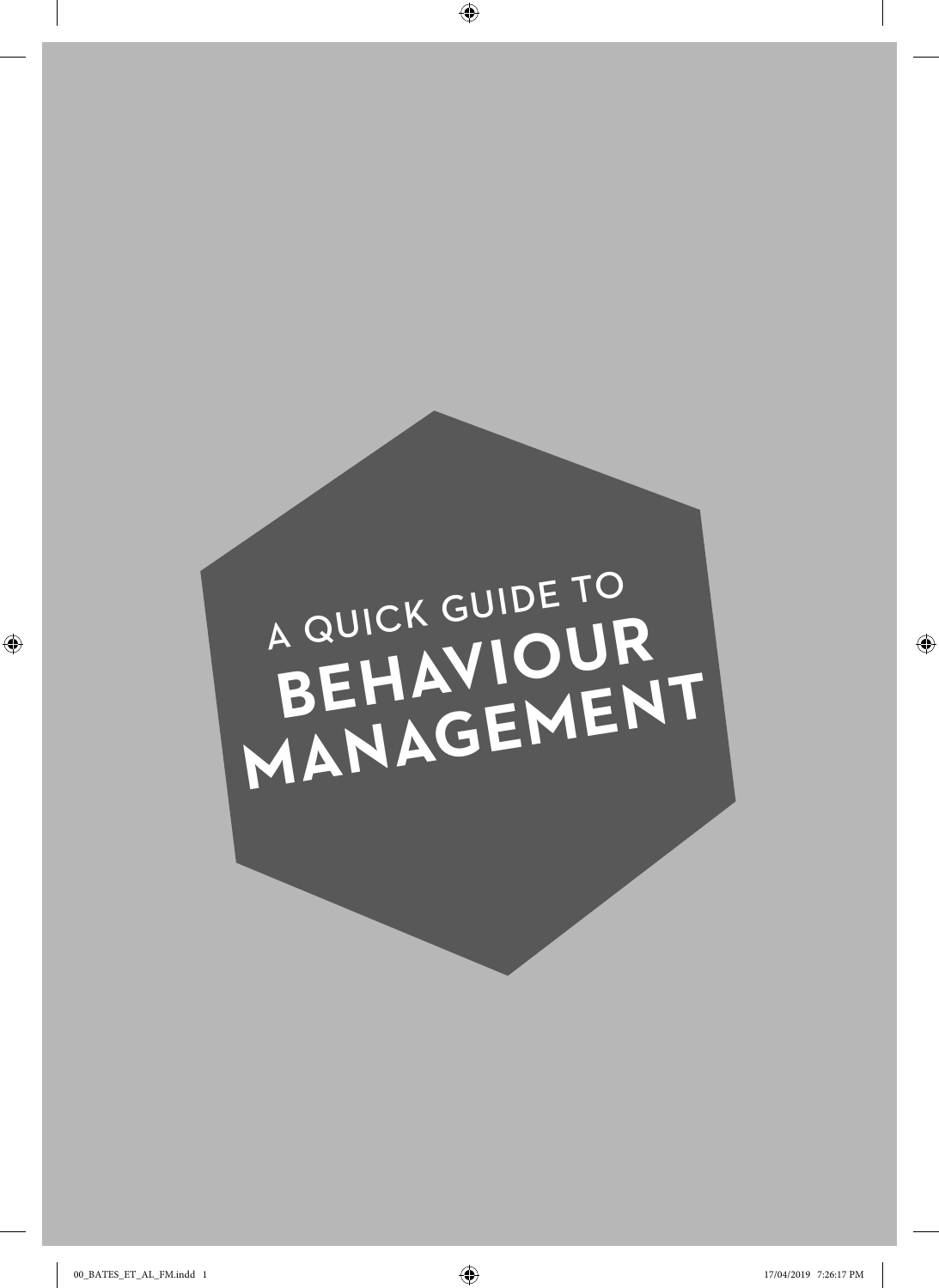A QUICK GUIDE TO

# BEHAVIOUR MANAGEMENT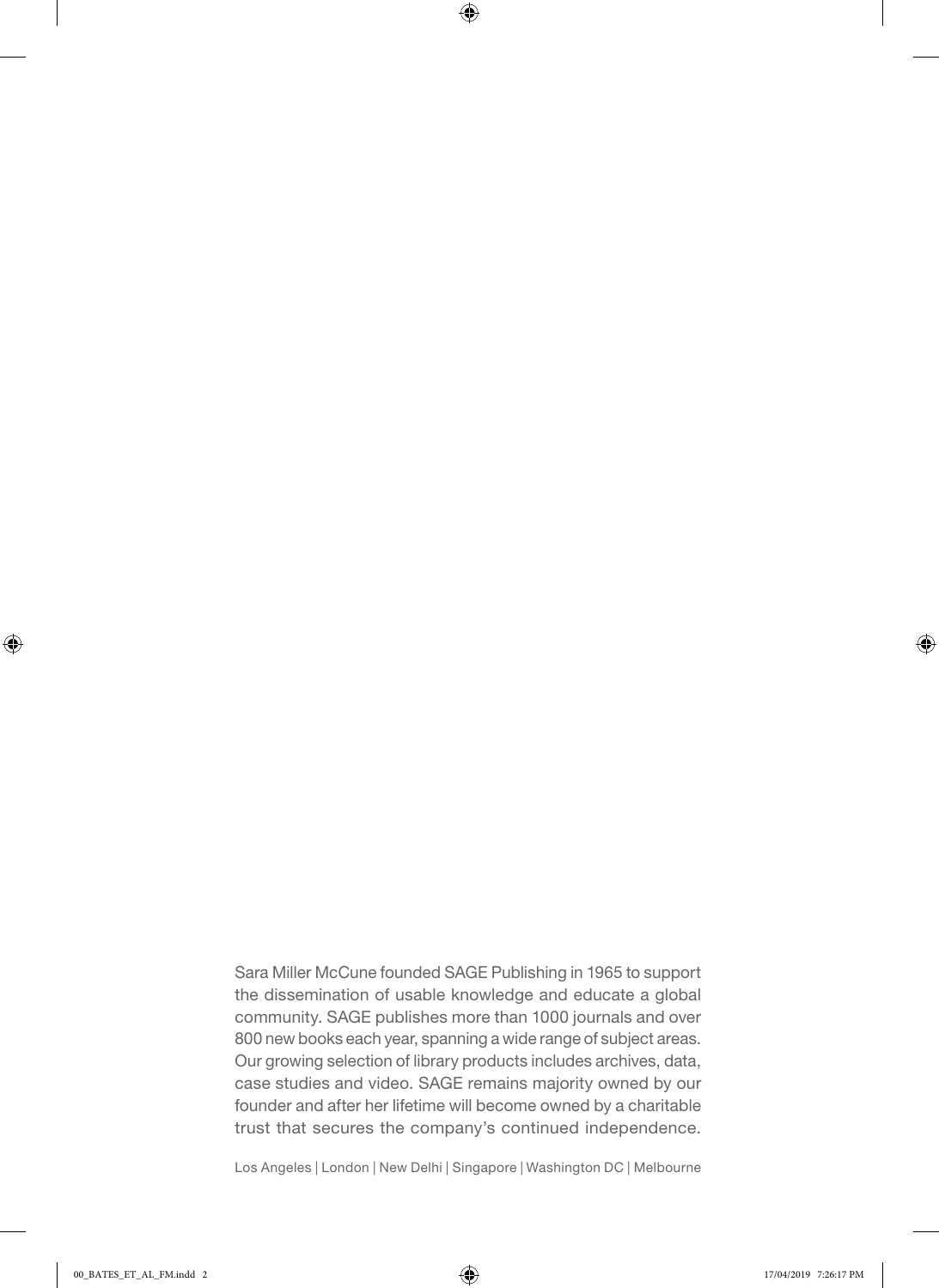Sara Miller McCune founded SAGE Publishing in 1965 to support the dissemination of usable knowledge and educate a global community. SAGE publishes more than 1000 journals and over 800 new books each year, spanning a wide range of subject areas. Our growing selection of library products includes archives, data, case studies and video. SAGE remains majority owned by our founder and after her lifetime will become owned by a charitable trust that secures the company's continued independence.

Los Angeles | London | New Delhi | Singapore | Washington DC | Melbourne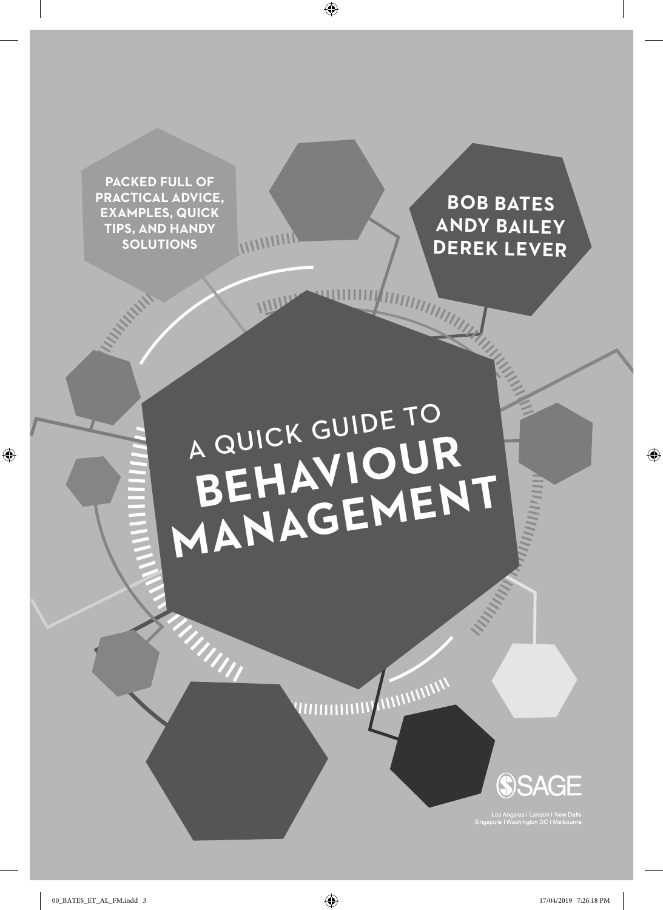PACKED FULL OF PRACTICAL ADVICE, EXAMPLES, QUICK TIPS, AND HANDY SOLUTIONS

**BOB BATES**
**ANDY BAILEY**
**DEREK LEVER**

# A QUICK GUIDE TO BEHAVIOUR MANAGEMENT

SAGE

Los Angeles | London | New Delhi
Singapore | Washington DC | Melbourne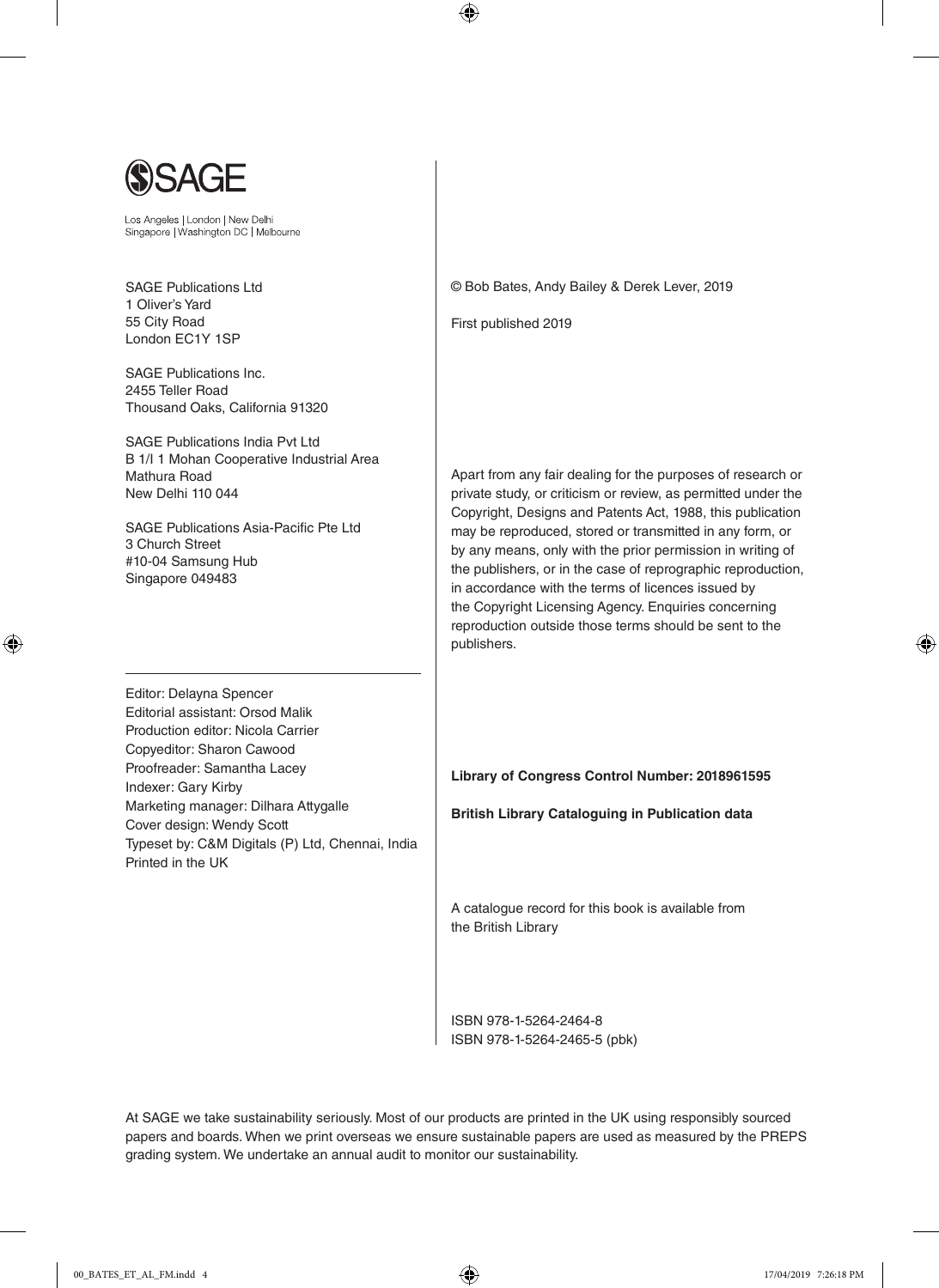SAGE

Los Angeles | London | New Delhi
Singapore | Washington DC | Melbourne

SAGE Publications Ltd
1 Oliver's Yard
55 City Road
London EC1Y 1SP

SAGE Publications Inc.
2455 Teller Road
Thousand Oaks, California 91320

SAGE Publications India Pvt Ltd
B 1/I 1 Mohan Cooperative Industrial Area
Mathura Road
New Delhi 110 044

SAGE Publications Asia-Pacific Pte Ltd
3 Church Street
#10-04 Samsung Hub
Singapore 049483

Editor: Delayna Spencer
Editorial assistant: Orsod Malik
Production editor: Nicola Carrier
Copyeditor: Sharon Cawood
Proofreader: Samantha Lacey
Indexer: Gary Kirby
Marketing manager: Dilhara Attygalle
Cover design: Wendy Scott
Typeset by: C&M Digitals (P) Ltd, Chennai, India
Printed in the UK

© Bob Bates, Andy Bailey & Derek Lever, 2019

First published 2019

Apart from any fair dealing for the purposes of research or private study, or criticism or review, as permitted under the Copyright, Designs and Patents Act, 1988, this publication may be reproduced, stored or transmitted in any form, or by any means, only with the prior permission in writing of the publishers, or in the case of reprographic reproduction, in accordance with the terms of licences issued by the Copyright Licensing Agency. Enquiries concerning reproduction outside those terms should be sent to the publishers.

**Library of Congress Control Number: 2018961595**

**British Library Cataloguing in Publication data**

A catalogue record for this book is available from the British Library

ISBN 978-1-5264-2464-8
ISBN 978-1-5264-2465-5 (pbk)

At SAGE we take sustainability seriously. Most of our products are printed in the UK using responsibly sourced papers and boards. When we print overseas we ensure sustainable papers are used as measured by the PREPS grading system. We undertake an annual audit to monitor our sustainability.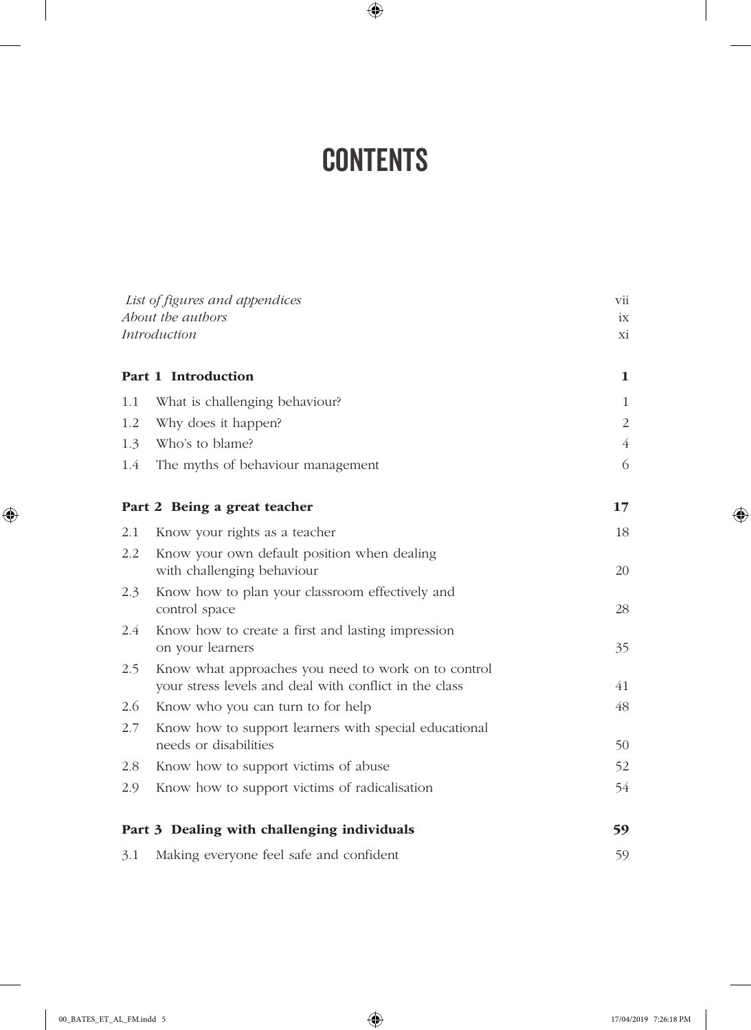# CONTENTS

| | | |
|---|---|---|
| *List of figures and appendices* | | vii |
| *About the authors* | | ix |
| *Introduction* | | xi |
| **Part 1 Introduction** | | **1** |
| 1.1 | What is challenging behaviour? | 1 |
| 1.2 | Why does it happen? | 2 |
| 1.3 | Who's to blame? | 4 |
| 1.4 | The myths of behaviour management | 6 |
| **Part 2 Being a great teacher** | | **17** |
| 2.1 | Know your rights as a teacher | 18 |
| 2.2 | Know your own default position when dealing with challenging behaviour | 20 |
| 2.3 | Know how to plan your classroom effectively and control space | 28 |
| 2.4 | Know how to create a first and lasting impression on your learners | 35 |
| 2.5 | Know what approaches you need to work on to control your stress levels and deal with conflict in the class | 41 |
| 2.6 | Know who you can turn to for help | 48 |
| 2.7 | Know how to support learners with special educational needs or disabilities | 50 |
| 2.8 | Know how to support victims of abuse | 52 |
| 2.9 | Know how to support victims of radicalisation | 54 |
| **Part 3 Dealing with challenging individuals** | | **59** |
| 3.1 | Making everyone feel safe and confident | 59 |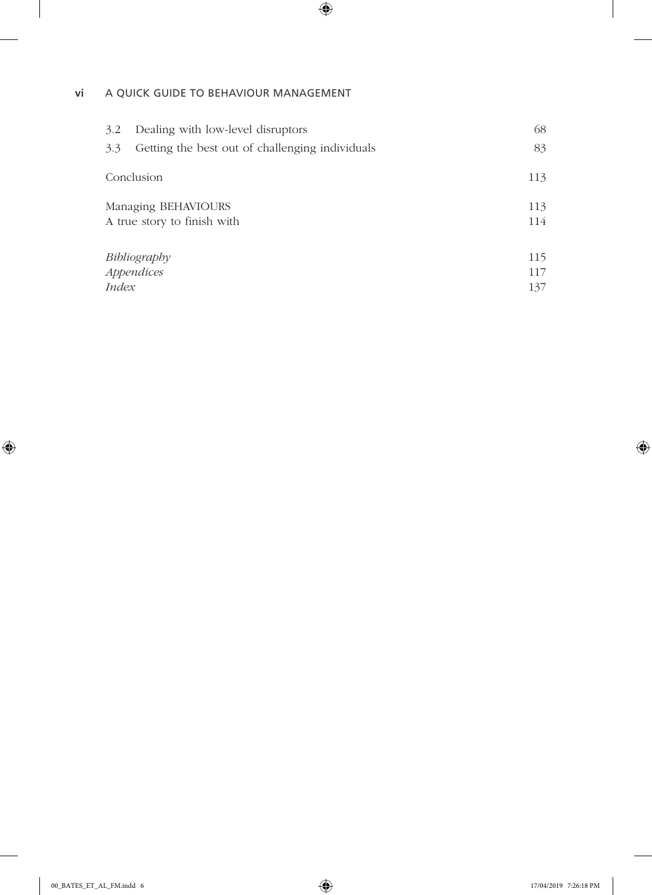| | | |
|---|---|---|
| 3.2 | Dealing with low-level disruptors | 68 |
| 3.3 | Getting the best out of challenging individuals | 83 |
| | Conclusion | 113 |
| | Managing BEHAVIOURS | 113 |
| | A true story to finish with | 114 |
| | *Bibliography* | 115 |
| | *Appendices* | 117 |
| | *Index* | 137 |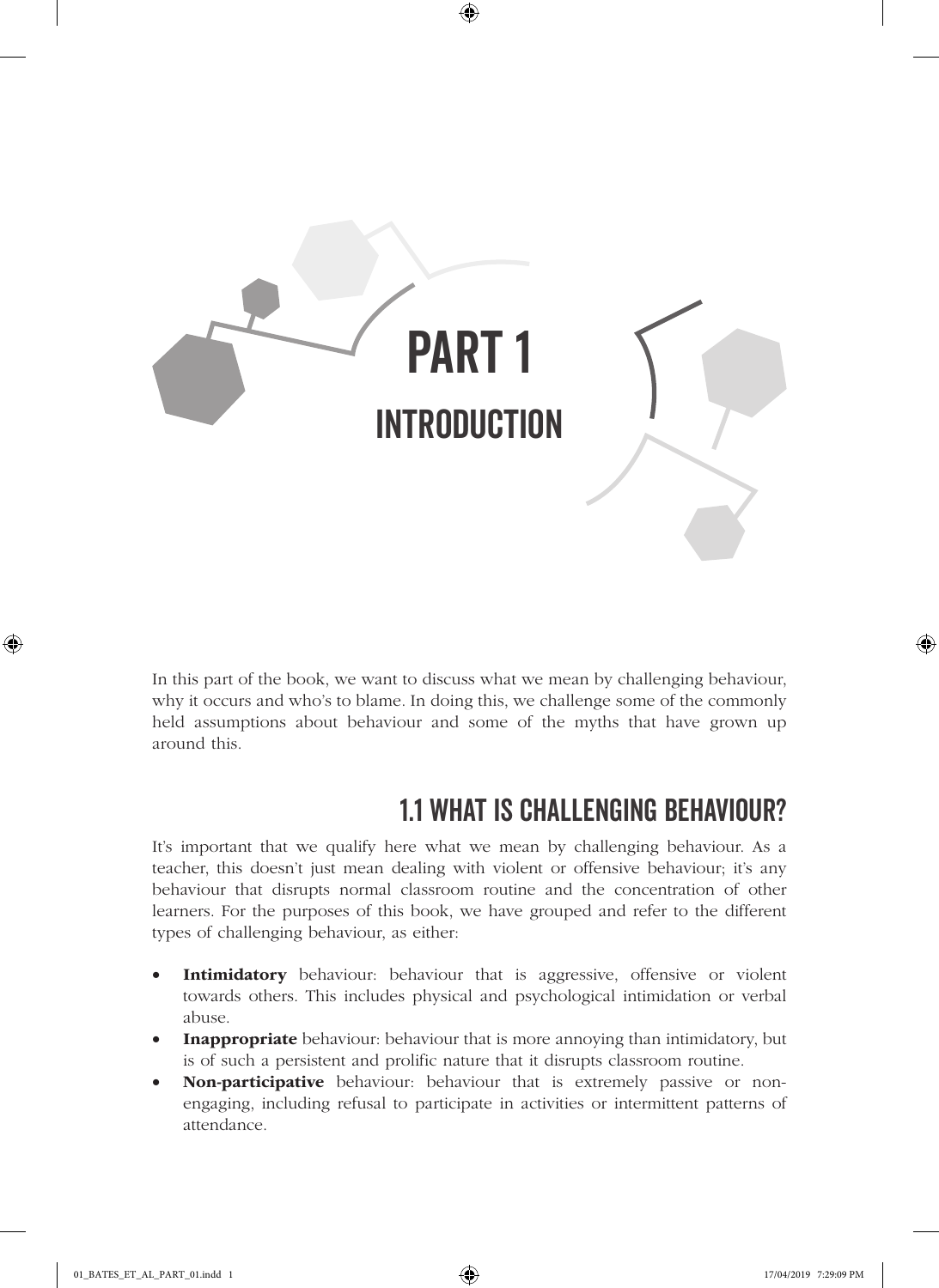# PART 1

## INTRODUCTION

In this part of the book, we want to discuss what we mean by challenging behaviour, why it occurs and who's to blame. In doing this, we challenge some of the commonly held assumptions about behaviour and some of the myths that have grown up around this.

## 1.1 WHAT IS CHALLENGING BEHAVIOUR?

It's important that we qualify here what we mean by challenging behaviour. As a teacher, this doesn't just mean dealing with violent or offensive behaviour; it's any behaviour that disrupts normal classroom routine and the concentration of other learners. For the purposes of this book, we have grouped and refer to the different types of challenging behaviour, as either:

- **Intimidatory** behaviour: behaviour that is aggressive, offensive or violent towards others. This includes physical and psychological intimidation or verbal abuse.
- **Inappropriate** behaviour: behaviour that is more annoying than intimidatory, but is of such a persistent and prolific nature that it disrupts classroom routine.
- **Non-participative** behaviour: behaviour that is extremely passive or non-engaging, including refusal to participate in activities or intermittent patterns of attendance.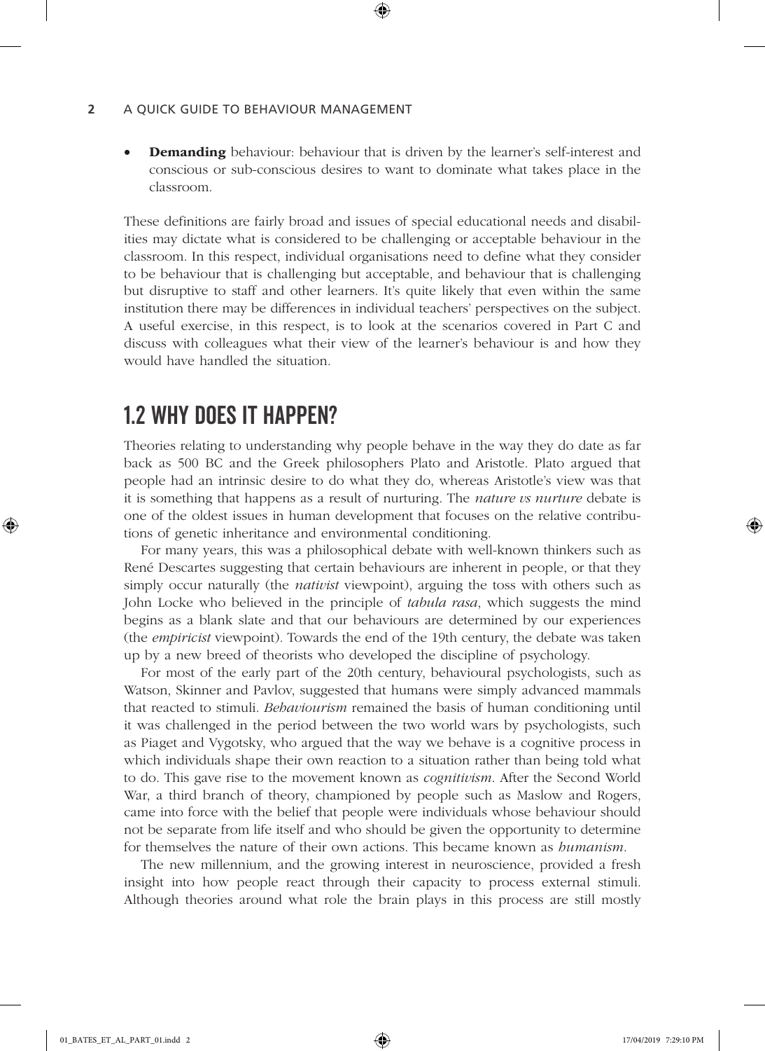- **Demanding** behaviour: behaviour that is driven by the learner's self-interest and conscious or sub-conscious desires to want to dominate what takes place in the classroom.

These definitions are fairly broad and issues of special educational needs and disabilities may dictate what is considered to be challenging or acceptable behaviour in the classroom. In this respect, individual organisations need to define what they consider to be behaviour that is challenging but acceptable, and behaviour that is challenging but disruptive to staff and other learners. It's quite likely that even within the same institution there may be differences in individual teachers' perspectives on the subject. A useful exercise, in this respect, is to look at the scenarios covered in Part C and discuss with colleagues what their view of the learner's behaviour is and how they would have handled the situation.

## 1.2 WHY DOES IT HAPPEN?

Theories relating to understanding why people behave in the way they do date as far back as 500 BC and the Greek philosophers Plato and Aristotle. Plato argued that people had an intrinsic desire to do what they do, whereas Aristotle's view was that it is something that happens as a result of nurturing. The *nature vs nurture* debate is one of the oldest issues in human development that focuses on the relative contributions of genetic inheritance and environmental conditioning.

For many years, this was a philosophical debate with well-known thinkers such as René Descartes suggesting that certain behaviours are inherent in people, or that they simply occur naturally (the *nativist* viewpoint), arguing the toss with others such as John Locke who believed in the principle of *tabula rasa*, which suggests the mind begins as a blank slate and that our behaviours are determined by our experiences (the *empiricist* viewpoint). Towards the end of the 19th century, the debate was taken up by a new breed of theorists who developed the discipline of psychology.

For most of the early part of the 20th century, behavioural psychologists, such as Watson, Skinner and Pavlov, suggested that humans were simply advanced mammals that reacted to stimuli. *Behaviourism* remained the basis of human conditioning until it was challenged in the period between the two world wars by psychologists, such as Piaget and Vygotsky, who argued that the way we behave is a cognitive process in which individuals shape their own reaction to a situation rather than being told what to do. This gave rise to the movement known as *cognitivism*. After the Second World War, a third branch of theory, championed by people such as Maslow and Rogers, came into force with the belief that people were individuals whose behaviour should not be separate from life itself and who should be given the opportunity to determine for themselves the nature of their own actions. This became known as *humanism*.

The new millennium, and the growing interest in neuroscience, provided a fresh insight into how people react through their capacity to process external stimuli. Although theories around what role the brain plays in this process are still mostly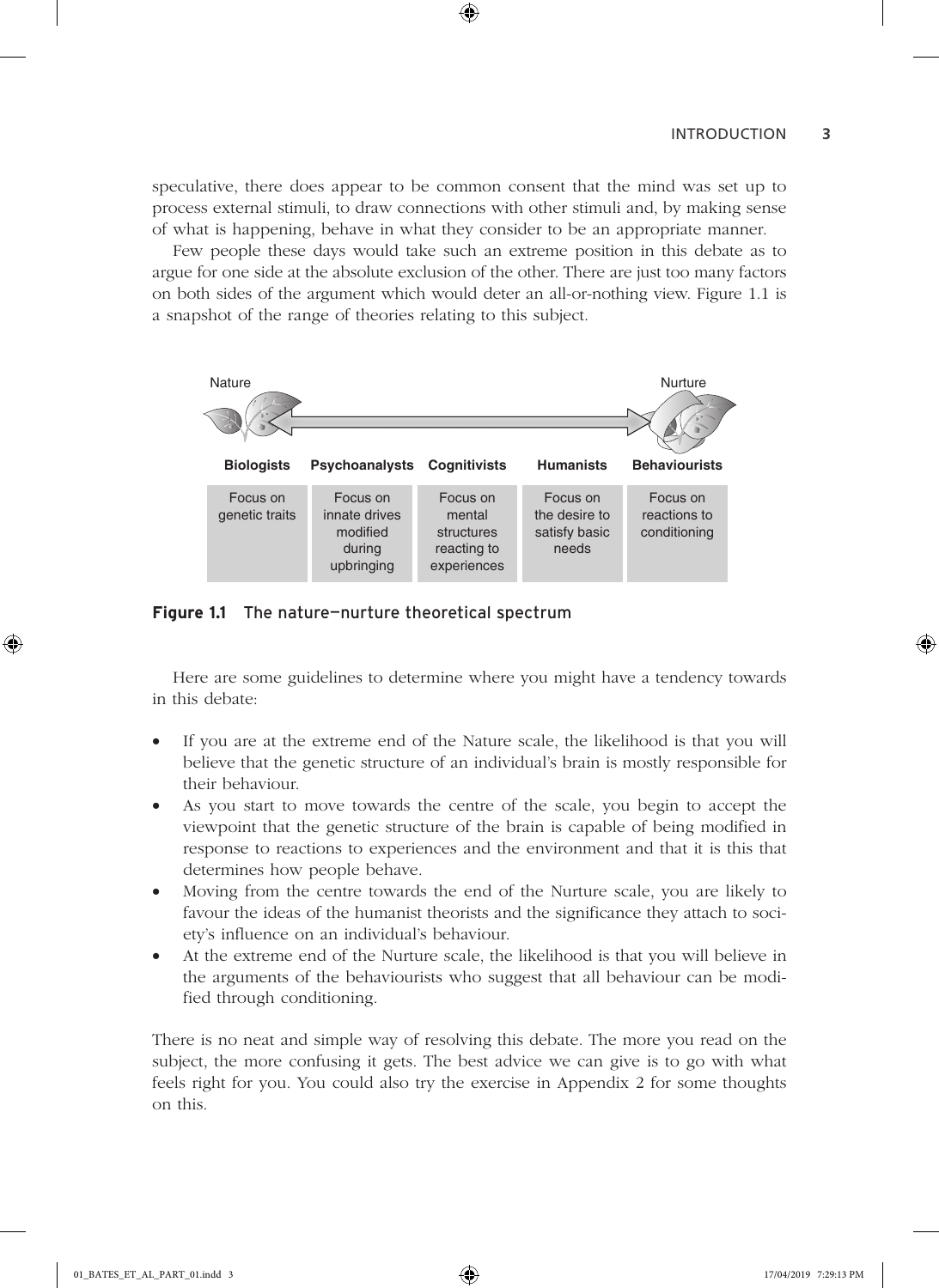speculative, there does appear to be common consent that the mind was set up to process external stimuli, to draw connections with other stimuli and, by making sense of what is happening, behave in what they consider to be an appropriate manner.

Few people these days would take such an extreme position in this debate as to argue for one side at the absolute exclusion of the other. There are just too many factors on both sides of the argument which would deter an all-or-nothing view. Figure 1.1 is a snapshot of the range of theories relating to this subject.

Nature ⟵⟶ Nurture

| Biologists | Psychoanalysts | Cognitivists | Humanists | Behaviourists |
|---|---|---|---|---|
| Focus on genetic traits | Focus on innate drives modified during upbringing | Focus on mental structures reacting to experiences | Focus on the desire to satisfy basic needs | Focus on reactions to conditioning |

**Figure 1.1** The nature–nurture theoretical spectrum

Here are some guidelines to determine where you might have a tendency towards in this debate:

- If you are at the extreme end of the Nature scale, the likelihood is that you will believe that the genetic structure of an individual's brain is mostly responsible for their behaviour.
- As you start to move towards the centre of the scale, you begin to accept the viewpoint that the genetic structure of the brain is capable of being modified in response to reactions to experiences and the environment and that it is this that determines how people behave.
- Moving from the centre towards the end of the Nurture scale, you are likely to favour the ideas of the humanist theorists and the significance they attach to society's influence on an individual's behaviour.
- At the extreme end of the Nurture scale, the likelihood is that you will believe in the arguments of the behaviourists who suggest that all behaviour can be modified through conditioning.

There is no neat and simple way of resolving this debate. The more you read on the subject, the more confusing it gets. The best advice we can give is to go with what feels right for you. You could also try the exercise in Appendix 2 for some thoughts on this.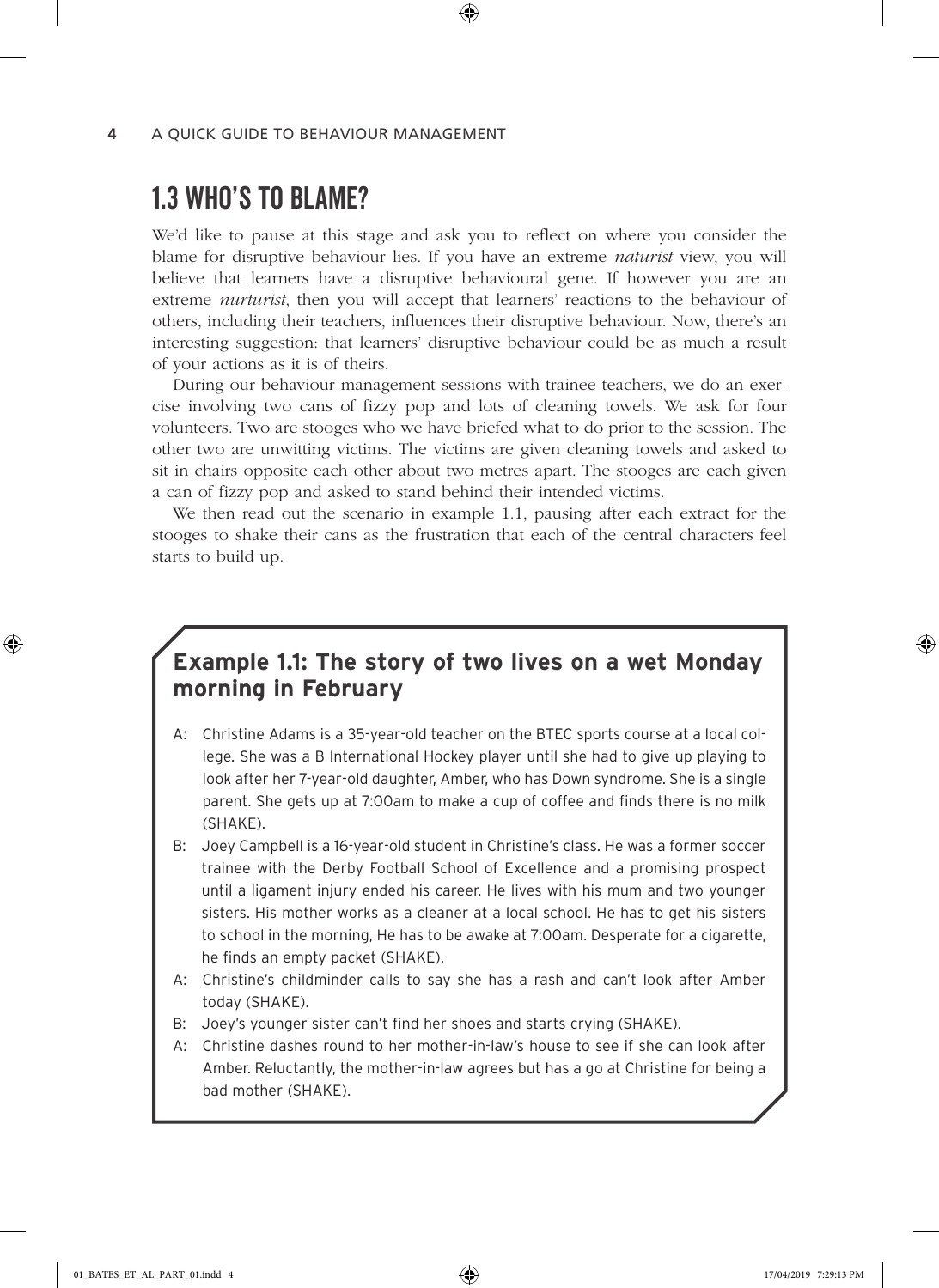## 1.3 WHO'S TO BLAME?

We'd like to pause at this stage and ask you to reflect on where you consider the blame for disruptive behaviour lies. If you have an extreme *naturist* view, you will believe that learners have a disruptive behavioural gene. If however you are an extreme *nurturist*, then you will accept that learners' reactions to the behaviour of others, including their teachers, influences their disruptive behaviour. Now, there's an interesting suggestion: that learners' disruptive behaviour could be as much a result of your actions as it is of theirs.

During our behaviour management sessions with trainee teachers, we do an exercise involving two cans of fizzy pop and lots of cleaning towels. We ask for four volunteers. Two are stooges who we have briefed what to do prior to the session. The other two are unwitting victims. The victims are given cleaning towels and asked to sit in chairs opposite each other about two metres apart. The stooges are each given a can of fizzy pop and asked to stand behind their intended victims.

We then read out the scenario in example 1.1, pausing after each extract for the stooges to shake their cans as the frustration that each of the central characters feel starts to build up.

### Example 1.1: The story of two lives on a wet Monday morning in February

A: Christine Adams is a 35-year-old teacher on the BTEC sports course at a local college. She was a B International Hockey player until she had to give up playing to look after her 7-year-old daughter, Amber, who has Down syndrome. She is a single parent. She gets up at 7:00am to make a cup of coffee and finds there is no milk (SHAKE).

B: Joey Campbell is a 16-year-old student in Christine's class. He was a former soccer trainee with the Derby Football School of Excellence and a promising prospect until a ligament injury ended his career. He lives with his mum and two younger sisters. His mother works as a cleaner at a local school. He has to get his sisters to school in the morning, He has to be awake at 7:00am. Desperate for a cigarette, he finds an empty packet (SHAKE).

A: Christine's childminder calls to say she has a rash and can't look after Amber today (SHAKE).

B: Joey's younger sister can't find her shoes and starts crying (SHAKE).

A: Christine dashes round to her mother-in-law's house to see if she can look after Amber. Reluctantly, the mother-in-law agrees but has a go at Christine for being a bad mother (SHAKE).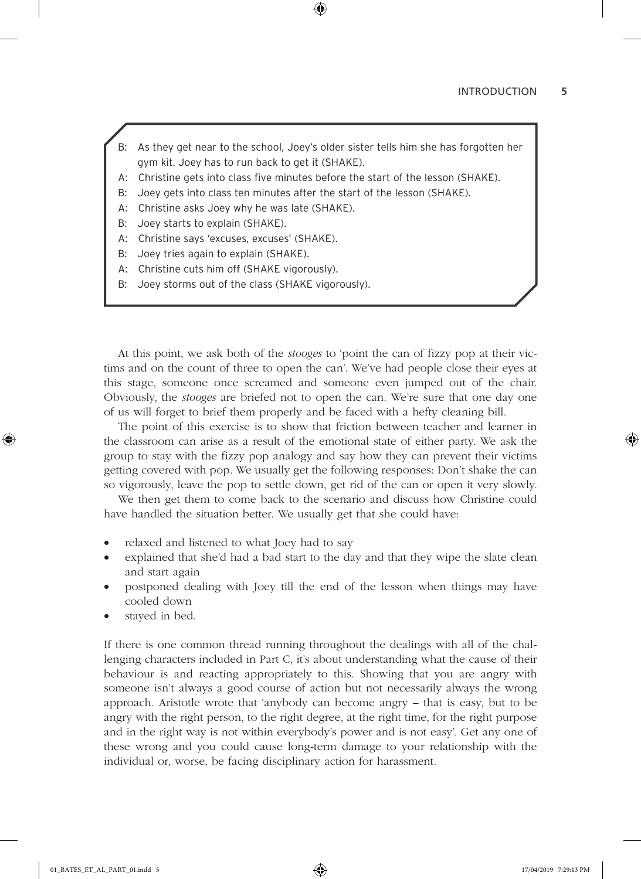B: As they get near to the school, Joey's older sister tells him she has forgotten her gym kit. Joey has to run back to get it (SHAKE).

A: Christine gets into class five minutes before the start of the lesson (SHAKE).

B: Joey gets into class ten minutes after the start of the lesson (SHAKE).

A: Christine asks Joey why he was late (SHAKE).

B: Joey starts to explain (SHAKE).

A: Christine says 'excuses, excuses' (SHAKE).

B: Joey tries again to explain (SHAKE).

A: Christine cuts him off (SHAKE vigorously).

B: Joey storms out of the class (SHAKE vigorously).

At this point, we ask both of the *stooges* to 'point the can of fizzy pop at their victims and on the count of three to open the can'. We've had people close their eyes at this stage, someone once screamed and someone even jumped out of the chair. Obviously, the *stooges* are briefed not to open the can. We're sure that one day one of us will forget to brief them properly and be faced with a hefty cleaning bill.

The point of this exercise is to show that friction between teacher and learner in the classroom can arise as a result of the emotional state of either party. We ask the group to stay with the fizzy pop analogy and say how they can prevent their victims getting covered with pop. We usually get the following responses: Don't shake the can so vigorously, leave the pop to settle down, get rid of the can or open it very slowly.

We then get them to come back to the scenario and discuss how Christine could have handled the situation better. We usually get that she could have:

- relaxed and listened to what Joey had to say
- explained that she'd had a bad start to the day and that they wipe the slate clean and start again
- postponed dealing with Joey till the end of the lesson when things may have cooled down
- stayed in bed.

If there is one common thread running throughout the dealings with all of the challenging characters included in Part C, it's about understanding what the cause of their behaviour is and reacting appropriately to this. Showing that you are angry with someone isn't always a good course of action but not necessarily always the wrong approach. Aristotle wrote that 'anybody can become angry – that is easy, but to be angry with the right person, to the right degree, at the right time, for the right purpose and in the right way is not within everybody's power and is not easy'. Get any one of these wrong and you could cause long-term damage to your relationship with the individual or, worse, be facing disciplinary action for harassment.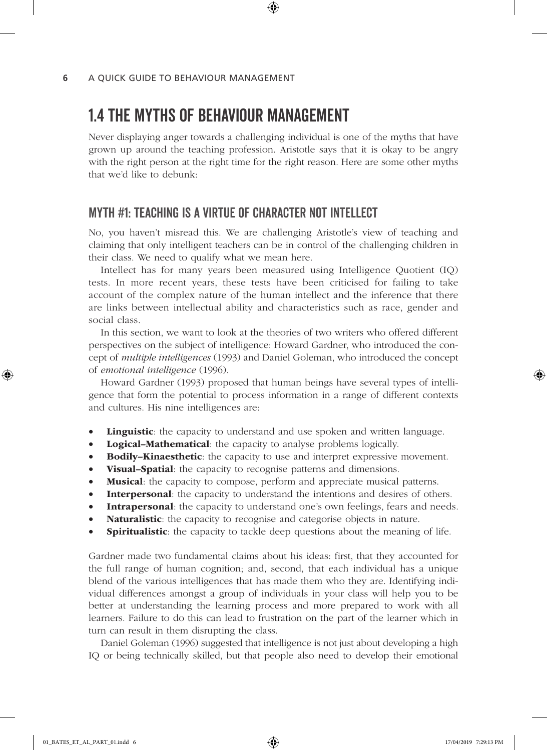## 1.4 THE MYTHS OF BEHAVIOUR MANAGEMENT

Never displaying anger towards a challenging individual is one of the myths that have grown up around the teaching profession. Aristotle says that it is okay to be angry with the right person at the right time for the right reason. Here are some other myths that we'd like to debunk:

### MYTH #1: TEACHING IS A VIRTUE OF CHARACTER NOT INTELLECT

No, you haven't misread this. We are challenging Aristotle's view of teaching and claiming that only intelligent teachers can be in control of the challenging children in their class. We need to qualify what we mean here.

Intellect has for many years been measured using Intelligence Quotient (IQ) tests. In more recent years, these tests have been criticised for failing to take account of the complex nature of the human intellect and the inference that there are links between intellectual ability and characteristics such as race, gender and social class.

In this section, we want to look at the theories of two writers who offered different perspectives on the subject of intelligence: Howard Gardner, who introduced the concept of *multiple intelligences* (1993) and Daniel Goleman, who introduced the concept of *emotional intelligence* (1996).

Howard Gardner (1993) proposed that human beings have several types of intelligence that form the potential to process information in a range of different contexts and cultures. His nine intelligences are:

- **Linguistic**: the capacity to understand and use spoken and written language.
- **Logical–Mathematical**: the capacity to analyse problems logically.
- **Bodily–Kinaesthetic**: the capacity to use and interpret expressive movement.
- **Visual–Spatial**: the capacity to recognise patterns and dimensions.
- **Musical**: the capacity to compose, perform and appreciate musical patterns.
- **Interpersonal**: the capacity to understand the intentions and desires of others.
- **Intrapersonal**: the capacity to understand one's own feelings, fears and needs.
- **Naturalistic**: the capacity to recognise and categorise objects in nature.
- **Spiritualistic**: the capacity to tackle deep questions about the meaning of life.

Gardner made two fundamental claims about his ideas: first, that they accounted for the full range of human cognition; and, second, that each individual has a unique blend of the various intelligences that has made them who they are. Identifying individual differences amongst a group of individuals in your class will help you to be better at understanding the learning process and more prepared to work with all learners. Failure to do this can lead to frustration on the part of the learner which in turn can result in them disrupting the class.

Daniel Goleman (1996) suggested that intelligence is not just about developing a high IQ or being technically skilled, but that people also need to develop their emotional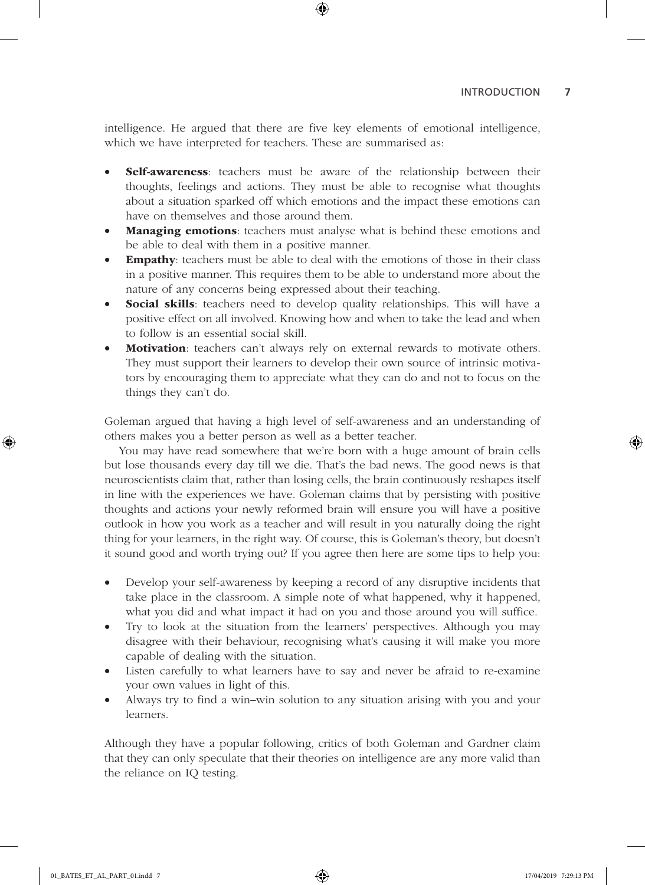intelligence. He argued that there are five key elements of emotional intelligence, which we have interpreted for teachers. These are summarised as:

- **Self-awareness**: teachers must be aware of the relationship between their thoughts, feelings and actions. They must be able to recognise what thoughts about a situation sparked off which emotions and the impact these emotions can have on themselves and those around them.
- **Managing emotions**: teachers must analyse what is behind these emotions and be able to deal with them in a positive manner.
- **Empathy**: teachers must be able to deal with the emotions of those in their class in a positive manner. This requires them to be able to understand more about the nature of any concerns being expressed about their teaching.
- **Social skills**: teachers need to develop quality relationships. This will have a positive effect on all involved. Knowing how and when to take the lead and when to follow is an essential social skill.
- **Motivation**: teachers can't always rely on external rewards to motivate others. They must support their learners to develop their own source of intrinsic motivators by encouraging them to appreciate what they can do and not to focus on the things they can't do.

Goleman argued that having a high level of self-awareness and an understanding of others makes you a better person as well as a better teacher.

You may have read somewhere that we're born with a huge amount of brain cells but lose thousands every day till we die. That's the bad news. The good news is that neuroscientists claim that, rather than losing cells, the brain continuously reshapes itself in line with the experiences we have. Goleman claims that by persisting with positive thoughts and actions your newly reformed brain will ensure you will have a positive outlook in how you work as a teacher and will result in you naturally doing the right thing for your learners, in the right way. Of course, this is Goleman's theory, but doesn't it sound good and worth trying out? If you agree then here are some tips to help you:

- Develop your self-awareness by keeping a record of any disruptive incidents that take place in the classroom. A simple note of what happened, why it happened, what you did and what impact it had on you and those around you will suffice.
- Try to look at the situation from the learners' perspectives. Although you may disagree with their behaviour, recognising what's causing it will make you more capable of dealing with the situation.
- Listen carefully to what learners have to say and never be afraid to re-examine your own values in light of this.
- Always try to find a win–win solution to any situation arising with you and your learners.

Although they have a popular following, critics of both Goleman and Gardner claim that they can only speculate that their theories on intelligence are any more valid than the reliance on IQ testing.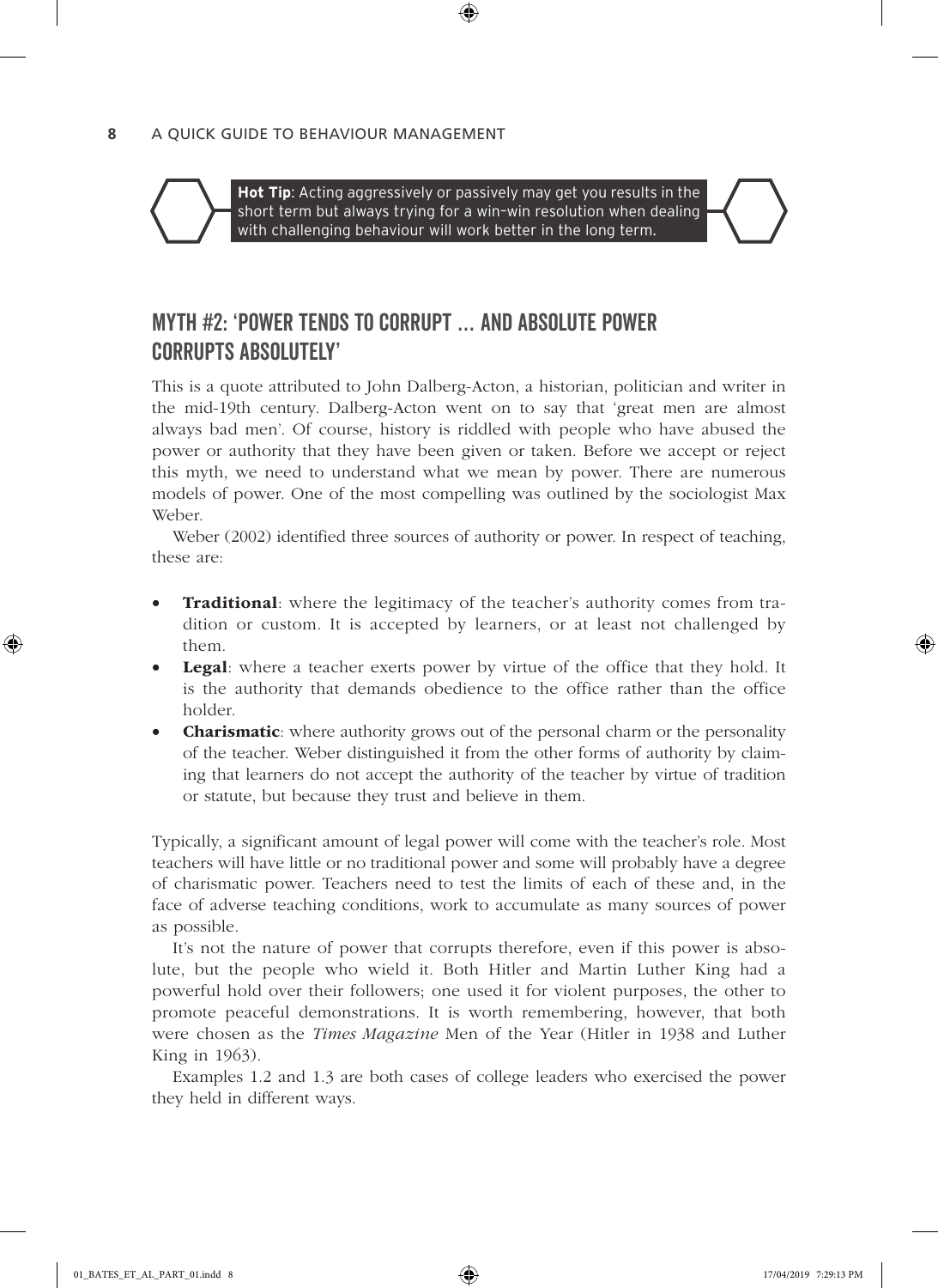**Hot Tip**: Acting aggressively or passively may get you results in the short term but always trying for a win-win resolution when dealing with challenging behaviour will work better in the long term.

## MYTH #2: 'POWER TENDS TO CORRUPT ... AND ABSOLUTE POWER CORRUPTS ABSOLUTELY'

This is a quote attributed to John Dalberg-Acton, a historian, politician and writer in the mid-19th century. Dalberg-Acton went on to say that 'great men are almost always bad men'. Of course, history is riddled with people who have abused the power or authority that they have been given or taken. Before we accept or reject this myth, we need to understand what we mean by power. There are numerous models of power. One of the most compelling was outlined by the sociologist Max Weber.

Weber (2002) identified three sources of authority or power. In respect of teaching, these are:

- **Traditional**: where the legitimacy of the teacher's authority comes from tradition or custom. It is accepted by learners, or at least not challenged by them.
- **Legal**: where a teacher exerts power by virtue of the office that they hold. It is the authority that demands obedience to the office rather than the office holder.
- **Charismatic**: where authority grows out of the personal charm or the personality of the teacher. Weber distinguished it from the other forms of authority by claiming that learners do not accept the authority of the teacher by virtue of tradition or statute, but because they trust and believe in them.

Typically, a significant amount of legal power will come with the teacher's role. Most teachers will have little or no traditional power and some will probably have a degree of charismatic power. Teachers need to test the limits of each of these and, in the face of adverse teaching conditions, work to accumulate as many sources of power as possible.

It's not the nature of power that corrupts therefore, even if this power is absolute, but the people who wield it. Both Hitler and Martin Luther King had a powerful hold over their followers; one used it for violent purposes, the other to promote peaceful demonstrations. It is worth remembering, however, that both were chosen as the *Times Magazine* Men of the Year (Hitler in 1938 and Luther King in 1963).

Examples 1.2 and 1.3 are both cases of college leaders who exercised the power they held in different ways.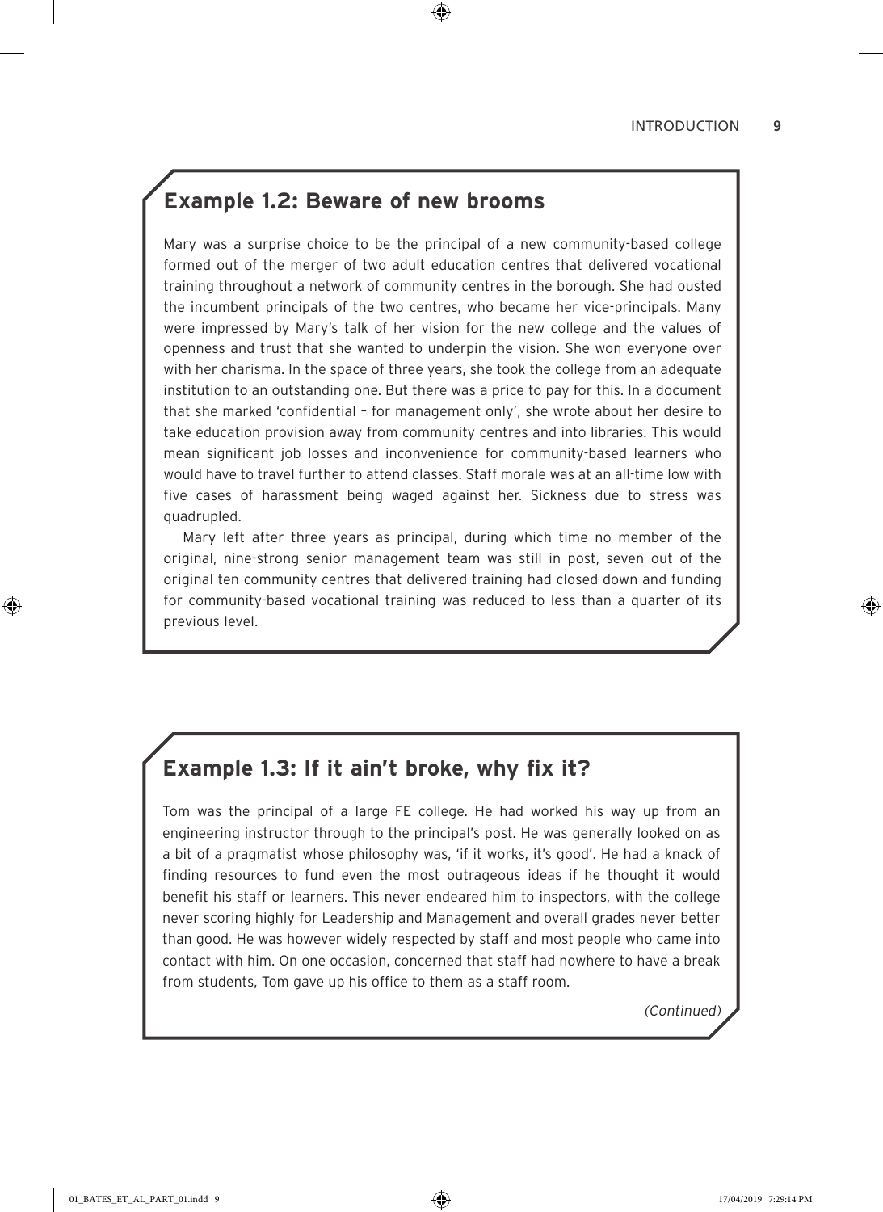## Example 1.2: Beware of new brooms

Mary was a surprise choice to be the principal of a new community-based college formed out of the merger of two adult education centres that delivered vocational training throughout a network of community centres in the borough. She had ousted the incumbent principals of the two centres, who became her vice-principals. Many were impressed by Mary's talk of her vision for the new college and the values of openness and trust that she wanted to underpin the vision. She won everyone over with her charisma. In the space of three years, she took the college from an adequate institution to an outstanding one. But there was a price to pay for this. In a document that she marked 'confidential – for management only', she wrote about her desire to take education provision away from community centres and into libraries. This would mean significant job losses and inconvenience for community-based learners who would have to travel further to attend classes. Staff morale was at an all-time low with five cases of harassment being waged against her. Sickness due to stress was quadrupled.

Mary left after three years as principal, during which time no member of the original, nine-strong senior management team was still in post, seven out of the original ten community centres that delivered training had closed down and funding for community-based vocational training was reduced to less than a quarter of its previous level.

## Example 1.3: If it ain't broke, why fix it?

Tom was the principal of a large FE college. He had worked his way up from an engineering instructor through to the principal's post. He was generally looked on as a bit of a pragmatist whose philosophy was, 'if it works, it's good'. He had a knack of finding resources to fund even the most outrageous ideas if he thought it would benefit his staff or learners. This never endeared him to inspectors, with the college never scoring highly for Leadership and Management and overall grades never better than good. He was however widely respected by staff and most people who came into contact with him. On one occasion, concerned that staff had nowhere to have a break from students, Tom gave up his office to them as a staff room.

*(Continued)*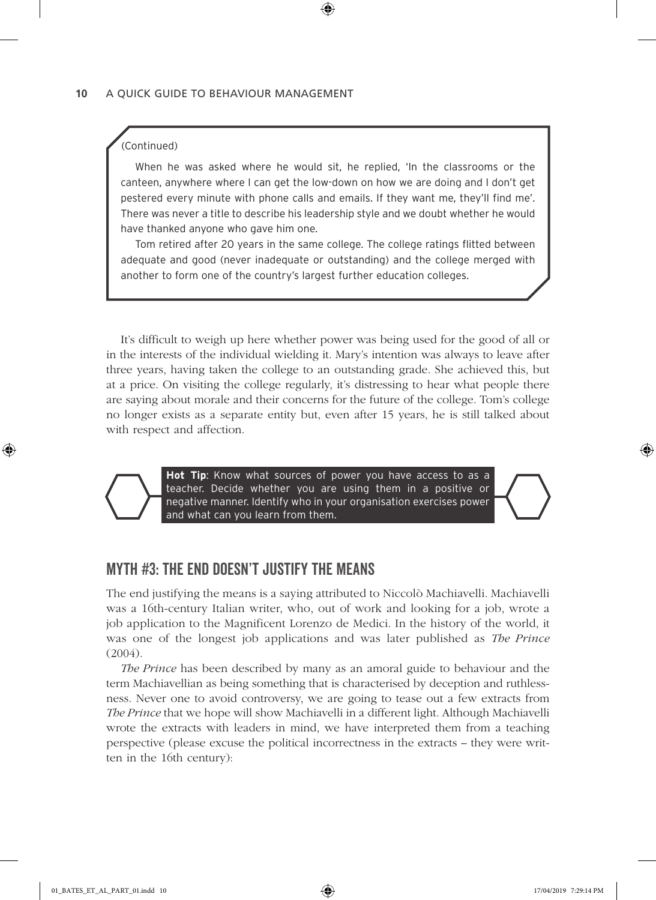(Continued)

When he was asked where he would sit, he replied, 'In the classrooms or the canteen, anywhere where I can get the low-down on how we are doing and I don't get pestered every minute with phone calls and emails. If they want me, they'll find me'. There was never a title to describe his leadership style and we doubt whether he would have thanked anyone who gave him one.

Tom retired after 20 years in the same college. The college ratings flitted between adequate and good (never inadequate or outstanding) and the college merged with another to form one of the country's largest further education colleges.

It's difficult to weigh up here whether power was being used for the good of all or in the interests of the individual wielding it. Mary's intention was always to leave after three years, having taken the college to an outstanding grade. She achieved this, but at a price. On visiting the college regularly, it's distressing to hear what people there are saying about morale and their concerns for the future of the college. Tom's college no longer exists as a separate entity but, even after 15 years, he is still talked about with respect and affection.

**Hot Tip**: Know what sources of power you have access to as a teacher. Decide whether you are using them in a positive or negative manner. Identify who in your organisation exercises power and what can you learn from them.

## MYTH #3: THE END DOESN'T JUSTIFY THE MEANS

The end justifying the means is a saying attributed to Niccolò Machiavelli. Machiavelli was a 16th-century Italian writer, who, out of work and looking for a job, wrote a job application to the Magnificent Lorenzo de Medici. In the history of the world, it was one of the longest job applications and was later published as *The Prince* (2004).

*The Prince* has been described by many as an amoral guide to behaviour and the term Machiavellian as being something that is characterised by deception and ruthlessness. Never one to avoid controversy, we are going to tease out a few extracts from *The Prince* that we hope will show Machiavelli in a different light. Although Machiavelli wrote the extracts with leaders in mind, we have interpreted them from a teaching perspective (please excuse the political incorrectness in the extracts – they were written in the 16th century):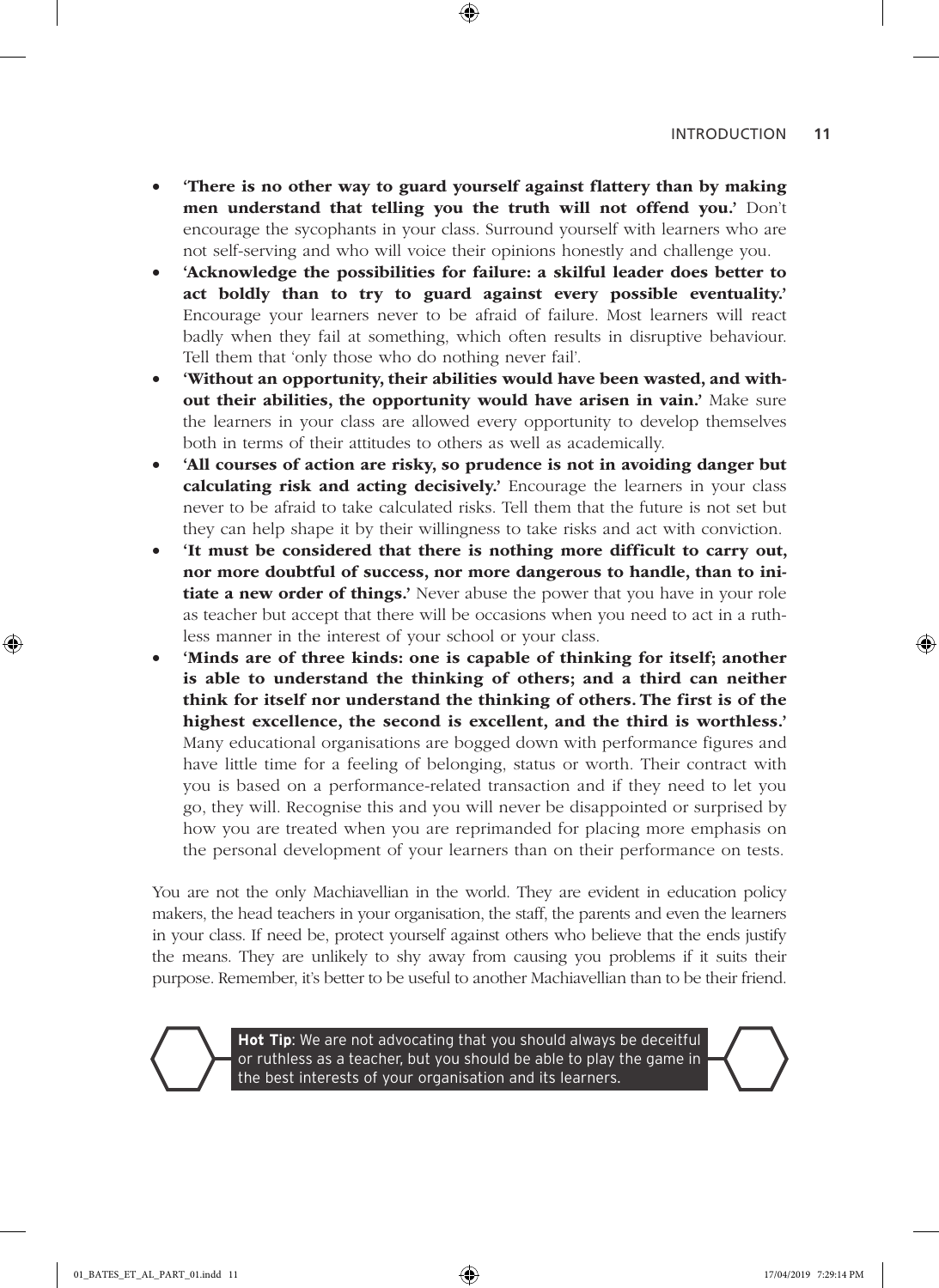- **'There is no other way to guard yourself against flattery than by making men understand that telling you the truth will not offend you.'** Don't encourage the sycophants in your class. Surround yourself with learners who are not self-serving and who will voice their opinions honestly and challenge you.
- **'Acknowledge the possibilities for failure: a skilful leader does better to act boldly than to try to guard against every possible eventuality.'** Encourage your learners never to be afraid of failure. Most learners will react badly when they fail at something, which often results in disruptive behaviour. Tell them that 'only those who do nothing never fail'.
- **'Without an opportunity, their abilities would have been wasted, and without their abilities, the opportunity would have arisen in vain.'** Make sure the learners in your class are allowed every opportunity to develop themselves both in terms of their attitudes to others as well as academically.
- **'All courses of action are risky, so prudence is not in avoiding danger but calculating risk and acting decisively.'** Encourage the learners in your class never to be afraid to take calculated risks. Tell them that the future is not set but they can help shape it by their willingness to take risks and act with conviction.
- **'It must be considered that there is nothing more difficult to carry out, nor more doubtful of success, nor more dangerous to handle, than to initiate a new order of things.'** Never abuse the power that you have in your role as teacher but accept that there will be occasions when you need to act in a ruthless manner in the interest of your school or your class.
- **'Minds are of three kinds: one is capable of thinking for itself; another is able to understand the thinking of others; and a third can neither think for itself nor understand the thinking of others. The first is of the highest excellence, the second is excellent, and the third is worthless.'** Many educational organisations are bogged down with performance figures and have little time for a feeling of belonging, status or worth. Their contract with you is based on a performance-related transaction and if they need to let you go, they will. Recognise this and you will never be disappointed or surprised by how you are treated when you are reprimanded for placing more emphasis on the personal development of your learners than on their performance on tests.

You are not the only Machiavellian in the world. They are evident in education policy makers, the head teachers in your organisation, the staff, the parents and even the learners in your class. If need be, protect yourself against others who believe that the ends justify the means. They are unlikely to shy away from causing you problems if it suits their purpose. Remember, it's better to be useful to another Machiavellian than to be their friend.

**Hot Tip**: We are not advocating that you should always be deceitful or ruthless as a teacher, but you should be able to play the game in the best interests of your organisation and its learners.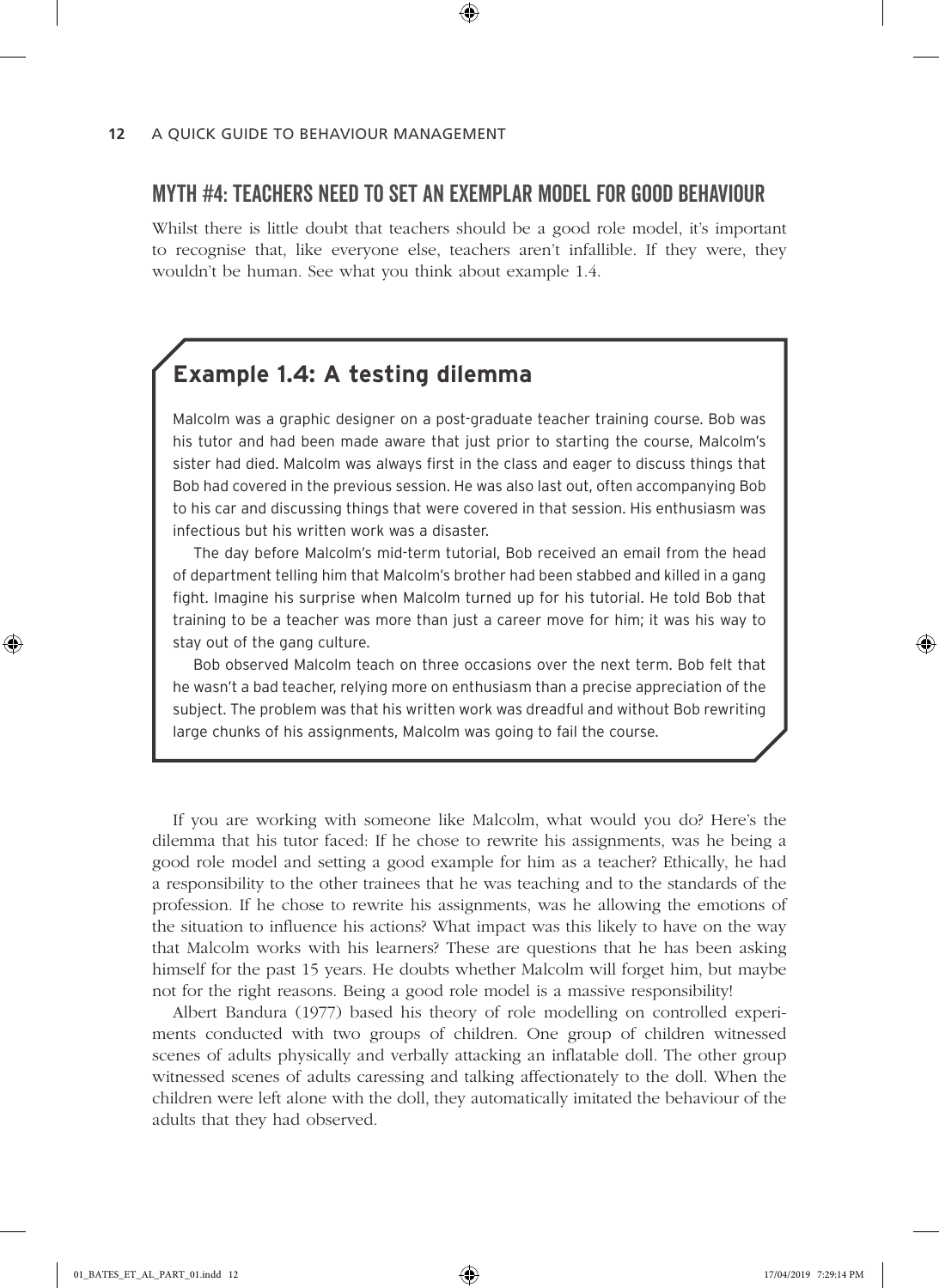## MYTH #4: TEACHERS NEED TO SET AN EXEMPLAR MODEL FOR GOOD BEHAVIOUR

Whilst there is little doubt that teachers should be a good role model, it's important to recognise that, like everyone else, teachers aren't infallible. If they were, they wouldn't be human. See what you think about example 1.4.

### Example 1.4: A testing dilemma

Malcolm was a graphic designer on a post-graduate teacher training course. Bob was his tutor and had been made aware that just prior to starting the course, Malcolm's sister had died. Malcolm was always first in the class and eager to discuss things that Bob had covered in the previous session. He was also last out, often accompanying Bob to his car and discussing things that were covered in that session. His enthusiasm was infectious but his written work was a disaster.

The day before Malcolm's mid-term tutorial, Bob received an email from the head of department telling him that Malcolm's brother had been stabbed and killed in a gang fight. Imagine his surprise when Malcolm turned up for his tutorial. He told Bob that training to be a teacher was more than just a career move for him; it was his way to stay out of the gang culture.

Bob observed Malcolm teach on three occasions over the next term. Bob felt that he wasn't a bad teacher, relying more on enthusiasm than a precise appreciation of the subject. The problem was that his written work was dreadful and without Bob rewriting large chunks of his assignments, Malcolm was going to fail the course.

If you are working with someone like Malcolm, what would you do? Here's the dilemma that his tutor faced: If he chose to rewrite his assignments, was he being a good role model and setting a good example for him as a teacher? Ethically, he had a responsibility to the other trainees that he was teaching and to the standards of the profession. If he chose to rewrite his assignments, was he allowing the emotions of the situation to influence his actions? What impact was this likely to have on the way that Malcolm works with his learners? These are questions that he has been asking himself for the past 15 years. He doubts whether Malcolm will forget him, but maybe not for the right reasons. Being a good role model is a massive responsibility!

Albert Bandura (1977) based his theory of role modelling on controlled experiments conducted with two groups of children. One group of children witnessed scenes of adults physically and verbally attacking an inflatable doll. The other group witnessed scenes of adults caressing and talking affectionately to the doll. When the children were left alone with the doll, they automatically imitated the behaviour of the adults that they had observed.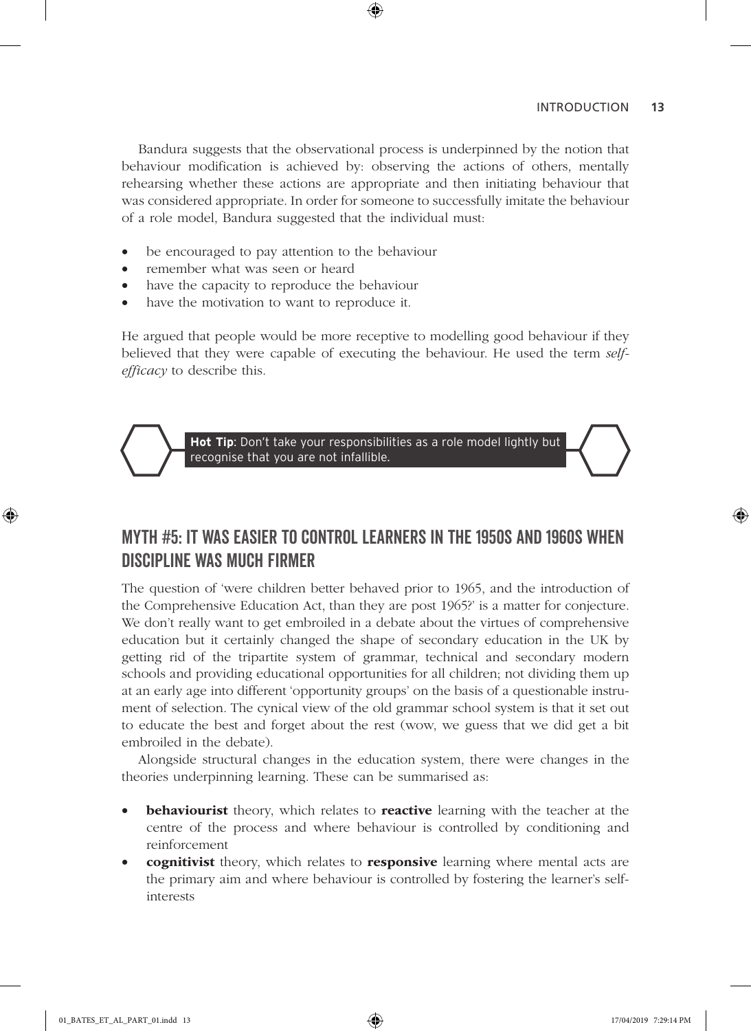Bandura suggests that the observational process is underpinned by the notion that behaviour modification is achieved by: observing the actions of others, mentally rehearsing whether these actions are appropriate and then initiating behaviour that was considered appropriate. In order for someone to successfully imitate the behaviour of a role model, Bandura suggested that the individual must:

- be encouraged to pay attention to the behaviour
- remember what was seen or heard
- have the capacity to reproduce the behaviour
- have the motivation to want to reproduce it.

He argued that people would be more receptive to modelling good behaviour if they believed that they were capable of executing the behaviour. He used the term *self-efficacy* to describe this.

> **Hot Tip**: Don't take your responsibilities as a role model lightly but recognise that you are not infallible.

## MYTH #5: IT WAS EASIER TO CONTROL LEARNERS IN THE 1950S AND 1960S WHEN DISCIPLINE WAS MUCH FIRMER

The question of 'were children better behaved prior to 1965, and the introduction of the Comprehensive Education Act, than they are post 1965?' is a matter for conjecture. We don't really want to get embroiled in a debate about the virtues of comprehensive education but it certainly changed the shape of secondary education in the UK by getting rid of the tripartite system of grammar, technical and secondary modern schools and providing educational opportunities for all children; not dividing them up at an early age into different 'opportunity groups' on the basis of a questionable instrument of selection. The cynical view of the old grammar school system is that it set out to educate the best and forget about the rest (wow, we guess that we did get a bit embroiled in the debate).

Alongside structural changes in the education system, there were changes in the theories underpinning learning. These can be summarised as:

- **behaviourist** theory, which relates to **reactive** learning with the teacher at the centre of the process and where behaviour is controlled by conditioning and reinforcement
- **cognitivist** theory, which relates to **responsive** learning where mental acts are the primary aim and where behaviour is controlled by fostering the learner's self-interests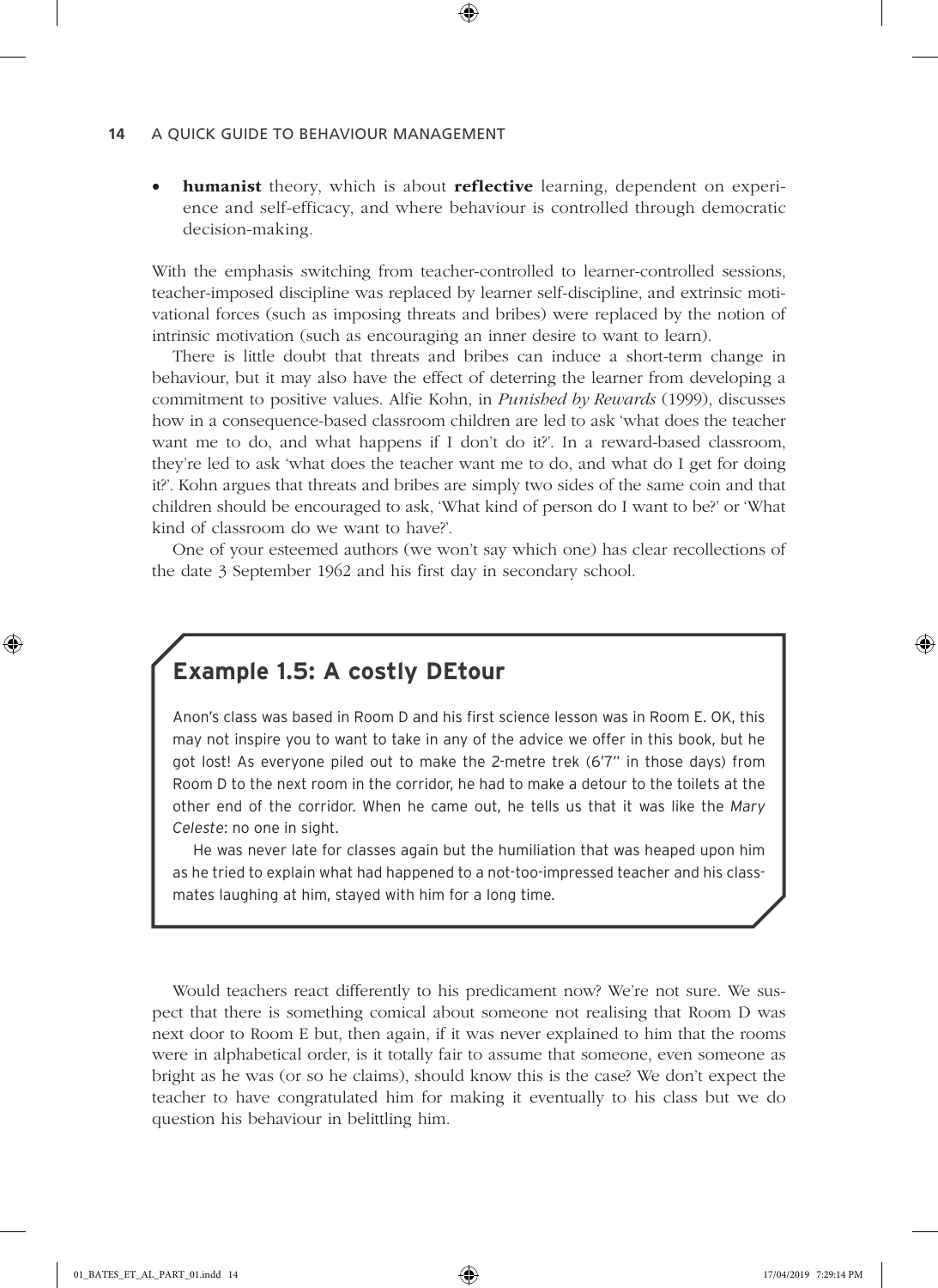- **humanist** theory, which is about **reflective** learning, dependent on experience and self-efficacy, and where behaviour is controlled through democratic decision-making.

With the emphasis switching from teacher-controlled to learner-controlled sessions, teacher-imposed discipline was replaced by learner self-discipline, and extrinsic motivational forces (such as imposing threats and bribes) were replaced by the notion of intrinsic motivation (such as encouraging an inner desire to want to learn).

There is little doubt that threats and bribes can induce a short-term change in behaviour, but it may also have the effect of deterring the learner from developing a commitment to positive values. Alfie Kohn, in *Punished by Rewards* (1999), discusses how in a consequence-based classroom children are led to ask 'what does the teacher want me to do, and what happens if I don't do it?'. In a reward-based classroom, they're led to ask 'what does the teacher want me to do, and what do I get for doing it?'. Kohn argues that threats and bribes are simply two sides of the same coin and that children should be encouraged to ask, 'What kind of person do I want to be?' or 'What kind of classroom do we want to have?'.

One of your esteemed authors (we won't say which one) has clear recollections of the date 3 September 1962 and his first day in secondary school.

### Example 1.5: A costly DEtour

Anon's class was based in Room D and his first science lesson was in Room E. OK, this may not inspire you to want to take in any of the advice we offer in this book, but he got lost! As everyone piled out to make the 2-metre trek (6'7" in those days) from Room D to the next room in the corridor, he had to make a detour to the toilets at the other end of the corridor. When he came out, he tells us that it was like the *Mary Celeste*: no one in sight.

He was never late for classes again but the humiliation that was heaped upon him as he tried to explain what had happened to a not-too-impressed teacher and his classmates laughing at him, stayed with him for a long time.

Would teachers react differently to his predicament now? We're not sure. We suspect that there is something comical about someone not realising that Room D was next door to Room E but, then again, if it was never explained to him that the rooms were in alphabetical order, is it totally fair to assume that someone, even someone as bright as he was (or so he claims), should know this is the case? We don't expect the teacher to have congratulated him for making it eventually to his class but we do question his behaviour in belittling him.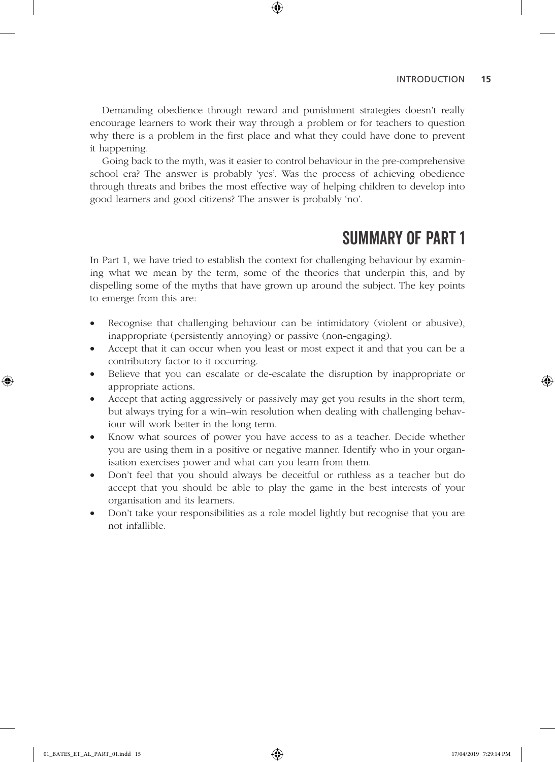Demanding obedience through reward and punishment strategies doesn't really encourage learners to work their way through a problem or for teachers to question why there is a problem in the first place and what they could have done to prevent it happening.

Going back to the myth, was it easier to control behaviour in the pre-comprehensive school era? The answer is probably 'yes'. Was the process of achieving obedience through threats and bribes the most effective way of helping children to develop into good learners and good citizens? The answer is probably 'no'.

## SUMMARY OF PART 1

In Part 1, we have tried to establish the context for challenging behaviour by examining what we mean by the term, some of the theories that underpin this, and by dispelling some of the myths that have grown up around the subject. The key points to emerge from this are:

- Recognise that challenging behaviour can be intimidatory (violent or abusive), inappropriate (persistently annoying) or passive (non-engaging).
- Accept that it can occur when you least or most expect it and that you can be a contributory factor to it occurring.
- Believe that you can escalate or de-escalate the disruption by inappropriate or appropriate actions.
- Accept that acting aggressively or passively may get you results in the short term, but always trying for a win–win resolution when dealing with challenging behaviour will work better in the long term.
- Know what sources of power you have access to as a teacher. Decide whether you are using them in a positive or negative manner. Identify who in your organisation exercises power and what can you learn from them.
- Don't feel that you should always be deceitful or ruthless as a teacher but do accept that you should be able to play the game in the best interests of your organisation and its learners.
- Don't take your responsibilities as a role model lightly but recognise that you are not infallible.